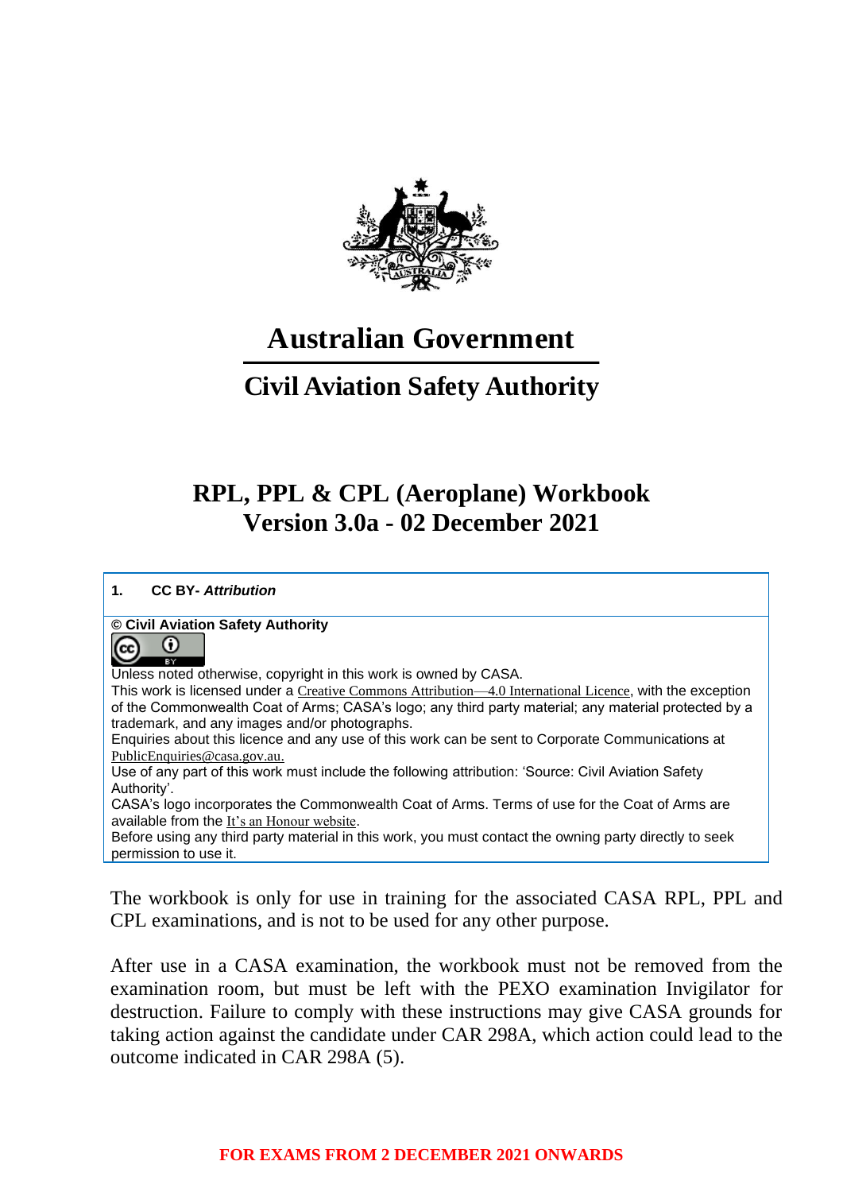# Australian Government

## Civil Aviation Safety Authority

# RPL, PPL & CPL (Aeroplane) Workbook
# Version 3.0a - 02 December 2021

**1. CC BY- *Attribution***

**© Civil Aviation Safety Authority**

Unless noted otherwise, copyright in this work is owned by CASA.
This work is licensed under a Creative Commons Attribution—4.0 International Licence, with the exception of the Commonwealth Coat of Arms; CASA's logo; any third party material; any material protected by a trademark, and any images and/or photographs.
Enquiries about this licence and any use of this work can be sent to Corporate Communications at PublicEnquiries@casa.gov.au.
Use of any part of this work must include the following attribution: 'Source: Civil Aviation Safety Authority'.
CASA's logo incorporates the Commonwealth Coat of Arms. Terms of use for the Coat of Arms are available from the It's an Honour website.
Before using any third party material in this work, you must contact the owning party directly to seek permission to use it.

The workbook is only for use in training for the associated CASA RPL, PPL and CPL examinations, and is not to be used for any other purpose.

After use in a CASA examination, the workbook must not be removed from the examination room, but must be left with the PEXO examination Invigilator for destruction. Failure to comply with these instructions may give CASA grounds for taking action against the candidate under CAR 298A, which action could lead to the outcome indicated in CAR 298A (5).

**FOR EXAMS FROM 2 DECEMBER 2021 ONWARDS**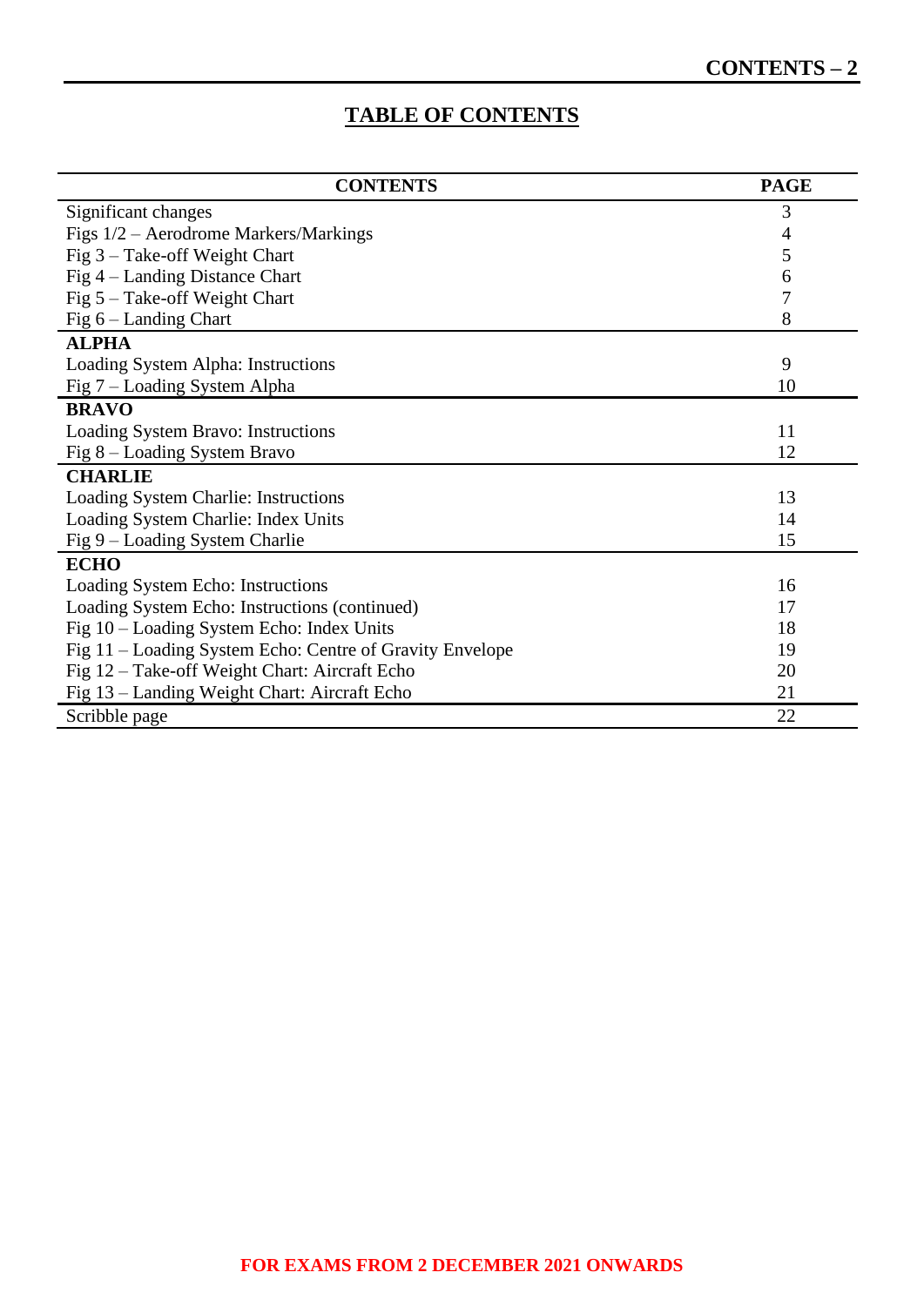# TABLE OF CONTENTS

| CONTENTS | PAGE |
|---|---|
| Significant changes | 3 |
| Figs 1/2 – Aerodrome Markers/Markings | 4 |
| Fig 3 – Take-off Weight Chart | 5 |
| Fig 4 – Landing Distance Chart | 6 |
| Fig 5 – Take-off Weight Chart | 7 |
| Fig 6 – Landing Chart | 8 |
| **ALPHA** | |
| Loading System Alpha: Instructions | 9 |
| Fig 7 – Loading System Alpha | 10 |
| **BRAVO** | |
| Loading System Bravo: Instructions | 11 |
| Fig 8 – Loading System Bravo | 12 |
| **CHARLIE** | |
| Loading System Charlie: Instructions | 13 |
| Loading System Charlie: Index Units | 14 |
| Fig 9 – Loading System Charlie | 15 |
| **ECHO** | |
| Loading System Echo: Instructions | 16 |
| Loading System Echo: Instructions (continued) | 17 |
| Fig 10 – Loading System Echo: Index Units | 18 |
| Fig 11 – Loading System Echo: Centre of Gravity Envelope | 19 |
| Fig 12 – Take-off Weight Chart: Aircraft Echo | 20 |
| Fig 13 – Landing Weight Chart: Aircraft Echo | 21 |
| Scribble page | 22 |

**FOR EXAMS FROM 2 DECEMBER 2021 ONWARDS**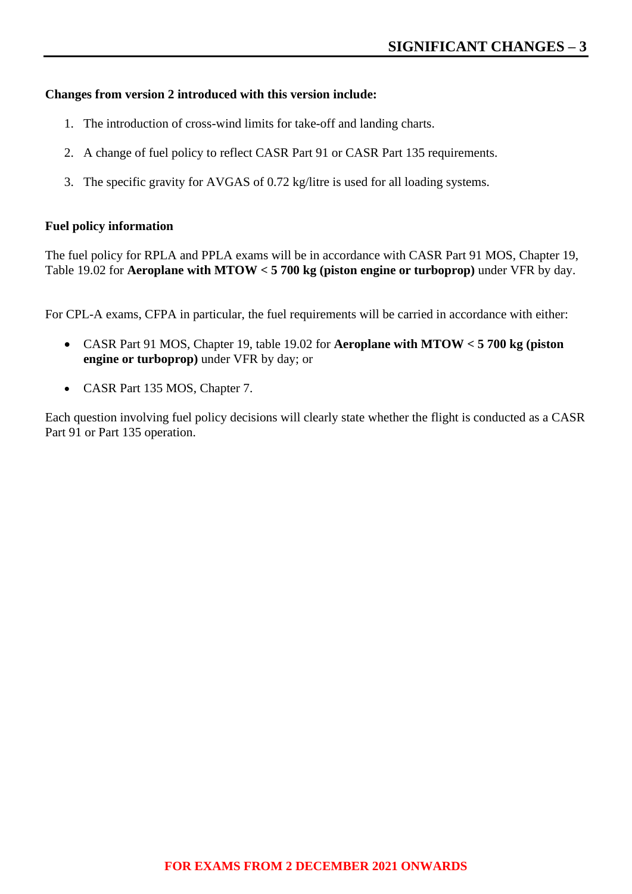## SIGNIFICANT CHANGES – 3

**Changes from version 2 introduced with this version include:**

1. The introduction of cross-wind limits for take-off and landing charts.
2. A change of fuel policy to reflect CASR Part 91 or CASR Part 135 requirements.
3. The specific gravity for AVGAS of 0.72 kg/litre is used for all loading systems.

**Fuel policy information**

The fuel policy for RPLA and PPLA exams will be in accordance with CASR Part 91 MOS, Chapter 19, Table 19.02 for **Aeroplane with MTOW < 5 700 kg (piston engine or turboprop)** under VFR by day.

For CPL-A exams, CFPA in particular, the fuel requirements will be carried in accordance with either:

- CASR Part 91 MOS, Chapter 19, table 19.02 for **Aeroplane with MTOW < 5 700 kg (piston engine or turboprop)** under VFR by day; or
- CASR Part 135 MOS, Chapter 7.

Each question involving fuel policy decisions will clearly state whether the flight is conducted as a CASR Part 91 or Part 135 operation.

**FOR EXAMS FROM 2 DECEMBER 2021 ONWARDS**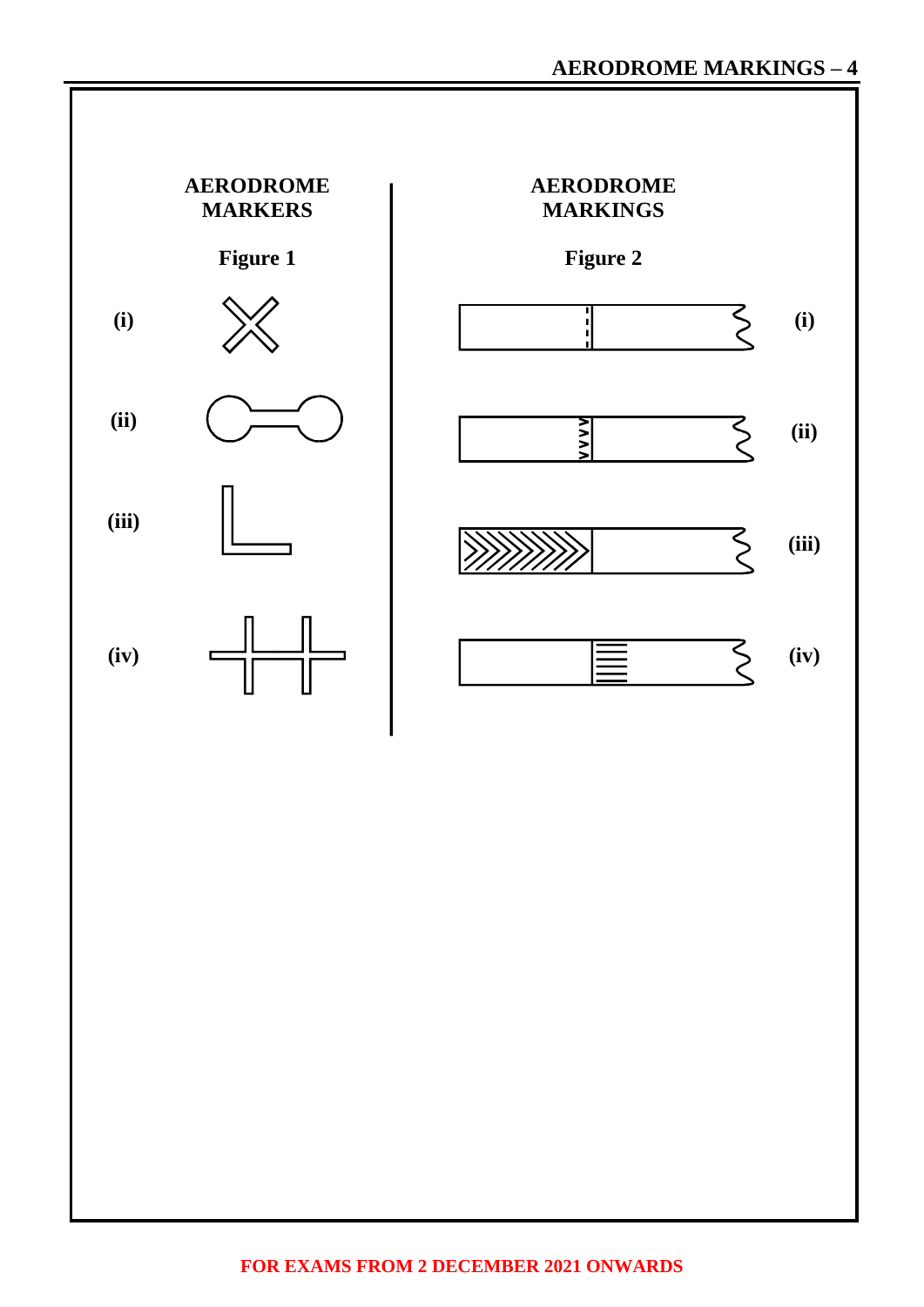## AERODROME MARKINGS – 4

**AERODROME MARKERS**

**Figure 1**

**(i)**

**(ii)**

**(iii)**

**(iv)**

**AERODROME MARKINGS**

**Figure 2**

**(i)**

**(ii)**

**(iii)**

**(iv)**

**FOR EXAMS FROM 2 DECEMBER 2021 ONWARDS**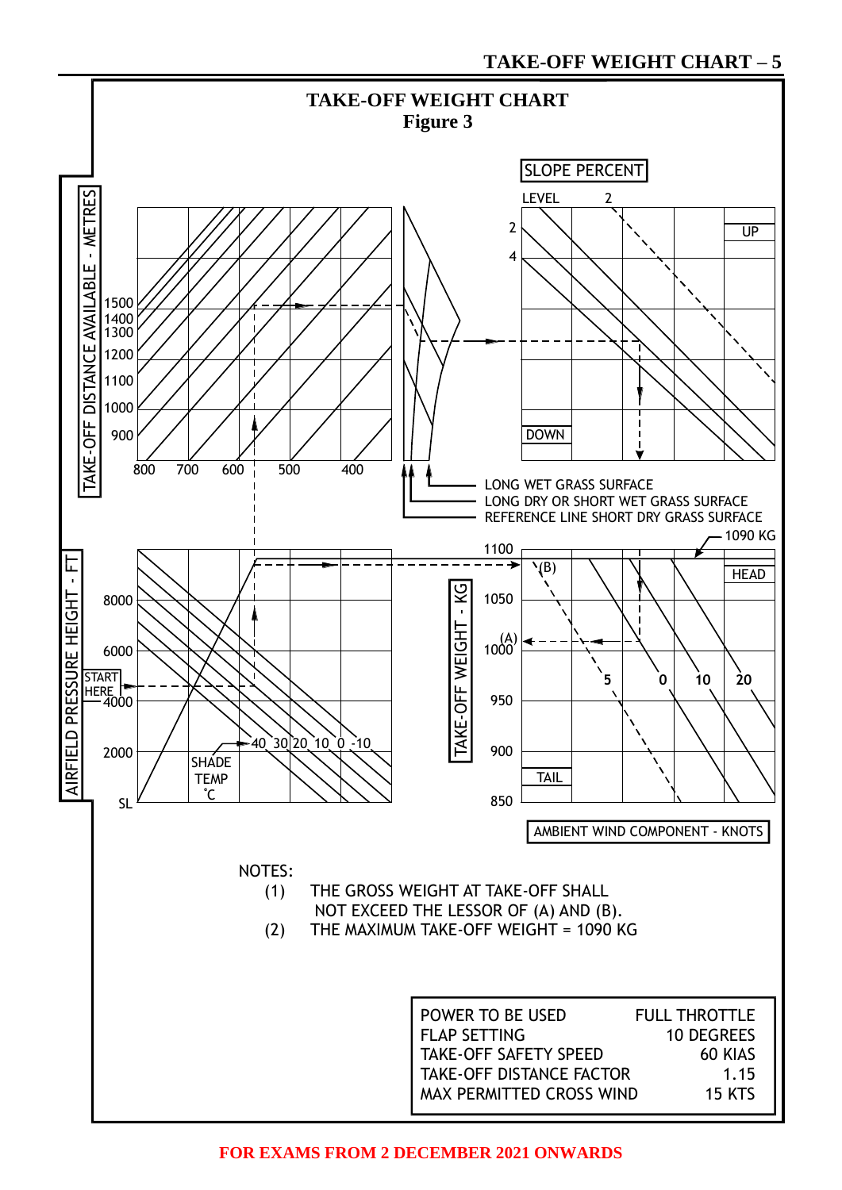# TAKE-OFF WEIGHT CHART

**Figure 3**

SLOPE PERCENT

LEVEL 2

2 UP

4

DOWN

TAKE-OFF DISTANCE AVAILABLE - METRES

1500
1400
1300
1200
1100
1000
900

800 700 600 500 400

LONG WET GRASS SURFACE
LONG DRY OR SHORT WET GRASS SURFACE
REFERENCE LINE SHORT DRY GRASS SURFACE

1090 KG

AIRFIELD PRESSURE HEIGHT - FT

8000
6000
START HERE
4000
2000
SL

40 30 20 10 0 -10

SHADE TEMP °C

TAKE-OFF WEIGHT - KG

1100
1050
1000 (A)
950
900
850

(B)

HEAD

5 0 10 20

TAIL

AMBIENT WIND COMPONENT - KNOTS

NOTES:

(1) THE GROSS WEIGHT AT TAKE-OFF SHALL NOT EXCEED THE LESSOR OF (A) AND (B).
(2) THE MAXIMUM TAKE-OFF WEIGHT = 1090 KG

| | |
|---|---|
| POWER TO BE USED | FULL THROTTLE |
| FLAP SETTING | 10 DEGREES |
| TAKE-OFF SAFETY SPEED | 60 KIAS |
| TAKE-OFF DISTANCE FACTOR | 1.15 |
| MAX PERMITTED CROSS WIND | 15 KTS |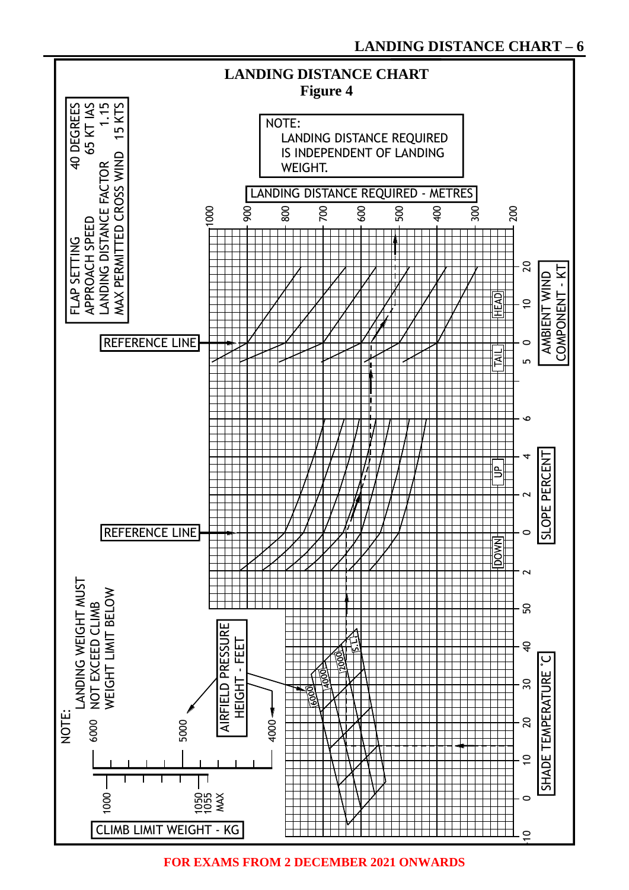## LANDING DISTANCE CHART
**Figure 4**

| | |
|---|---|
| FLAP SETTING | 40 DEGREES |
| APPROACH SPEED | 65 KT IAS |
| LANDING DISTANCE FACTOR | 1.15 |
| MAX PERMITTED CROSS WIND | 15 KTS |

NOTE:
LANDING DISTANCE REQUIRED IS INDEPENDENT OF LANDING WEIGHT.

LANDING DISTANCE REQUIRED - METRES

1000 900 800 700 600 500 400 300 200

AMBIENT WIND COMPONENT - KT

HEAD 20 10 0 TAIL 5

REFERENCE LINE

SLOPE PERCENT

UP 6 4 2 0 DOWN 2

REFERENCE LINE

SHADE TEMPERATURE °C

50 40 30 20 10 0 -10

AIRFIELD PRESSURE HEIGHT - FEET

S.L. 2000 4000 6000

NOTE:
LANDING WEIGHT MUST NOT EXCEED CLIMB WEIGHT LIMIT BELOW

6000 5000 4000

1000 1050 1055 MAX

CLIMB LIMIT WEIGHT - KG

FOR EXAMS FROM 2 DECEMBER 2021 ONWARDS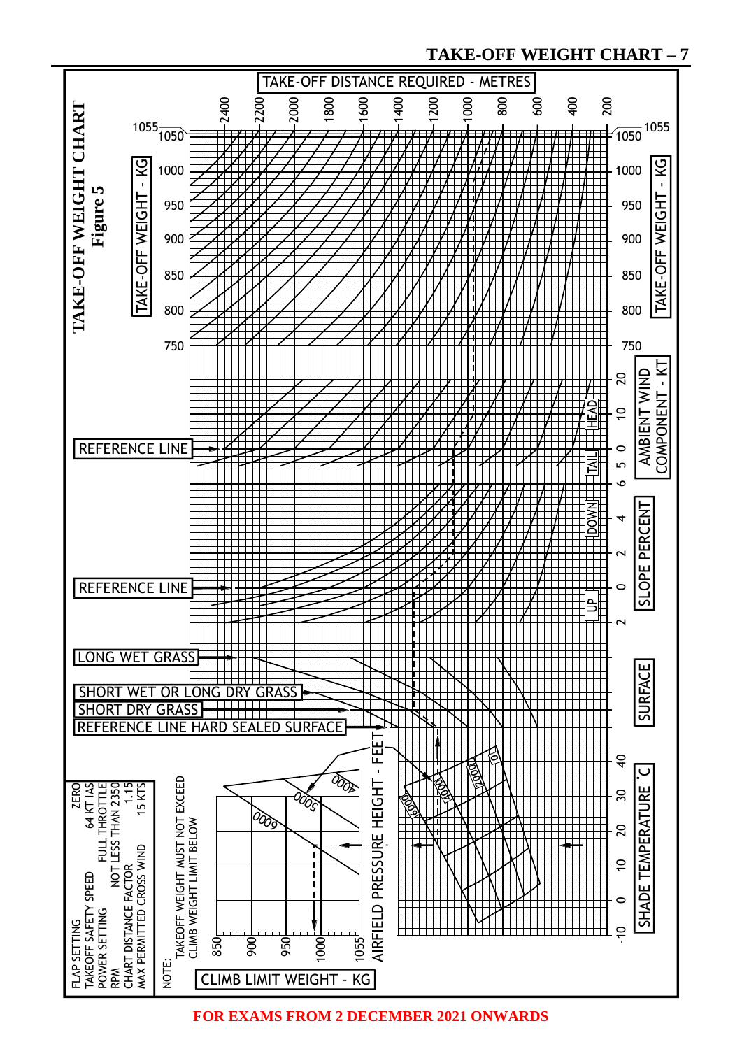# TAKE-OFF WEIGHT CHART – 7

**TAKE-OFF WEIGHT CHART**
**Figure 5**

TAKE-OFF DISTANCE REQUIRED - METRES

2400, 2200, 2000, 1800, 1600, 1400, 1200, 1000, 800, 600, 400, 200

TAKE-OFF WEIGHT - KG: 1055, 1050, 1000, 950, 900, 850, 800, 750

AMBIENT WIND COMPONENT - KT: HEAD 20, 10, 0; TAIL 5, 6

SLOPE PERCENT: DOWN 4, 2, 0; UP 2

SURFACE

REFERENCE LINE

REFERENCE LINE

LONG WET GRASS

SHORT WET OR LONG DRY GRASS

SHORT DRY GRASS

REFERENCE LINE HARD SEALED SURFACE

AIRFIELD PRESSURE HEIGHT - FEET: 0, 2000, 4000, 5000, 6000

SHADE TEMPERATURE °C: 40, 30, 20, 10, 0, -10

CLIMB LIMIT WEIGHT - KG: 850, 900, 950, 1000, 1055

NOTE:
TAKEOFF WEIGHT MUST NOT EXCEED CLIMB WEIGHT LIMIT BELOW

| | |
|---|---|
| FLAP SETTING | ZERO |
| TAKEOFF SAFETY SPEED | 64 KT IAS |
| POWER SETTING | FULL THROTTLE |
| RPM | NOT LESS THAN 2350 |
| CHART DISTANCE FACTOR | 1.15 |
| MAX PERMITTED CROSS WIND | 15 KTS |

FOR EXAMS FROM 2 DECEMBER 2021 ONWARDS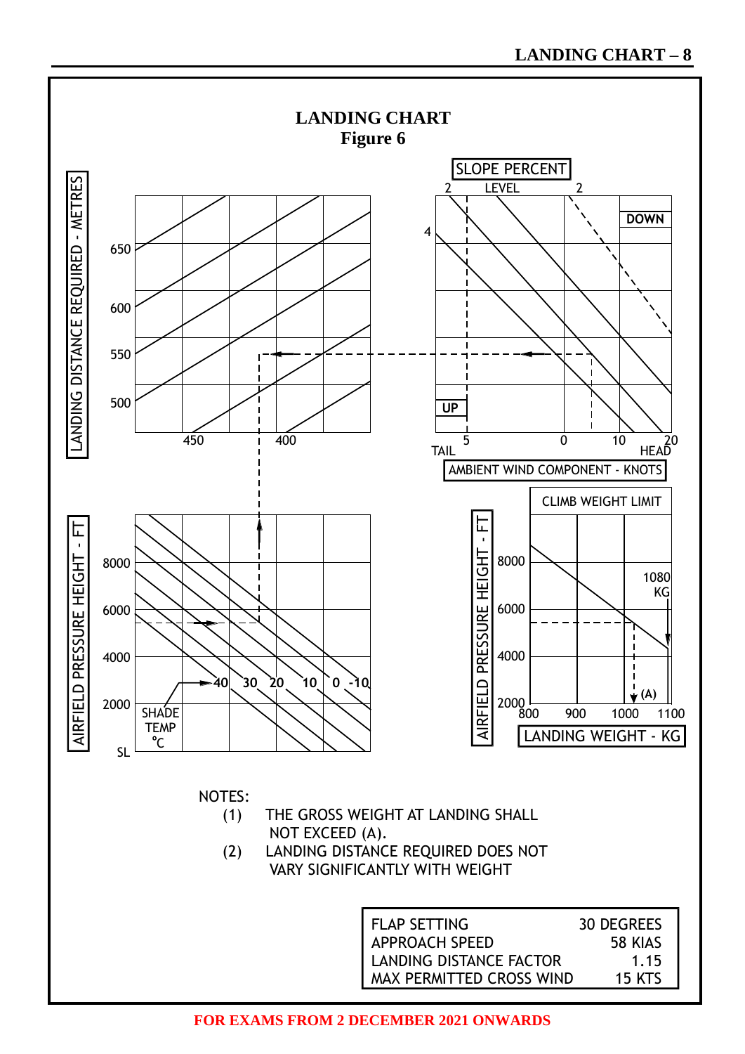# LANDING CHART

**Figure 6**

SLOPE PERCENT: 2, LEVEL, 2, 4, DOWN, UP

LANDING DISTANCE REQUIRED - METRES: 500, 550, 600, 650

450, 400

AMBIENT WIND COMPONENT - KNOTS: TAIL 5, 0, 10, 20 HEAD

AIRFIELD PRESSURE HEIGHT - FT: SL, 2000, 4000, 6000, 8000

SHADE TEMP °C: 40, 30, 20, 10, 0, -10

CLIMB WEIGHT LIMIT: 1080 KG, (A)

AIRFIELD PRESSURE HEIGHT - FT: 2000, 4000, 6000, 8000

LANDING WEIGHT - KG: 800, 900, 1000, 1100

NOTES:

(1) THE GROSS WEIGHT AT LANDING SHALL NOT EXCEED (A).

(2) LANDING DISTANCE REQUIRED DOES NOT VARY SIGNIFICANTLY WITH WEIGHT

| | |
|---|---|
| FLAP SETTING | 30 DEGREES |
| APPROACH SPEED | 58 KIAS |
| LANDING DISTANCE FACTOR | 1.15 |
| MAX PERMITTED CROSS WIND | 15 KTS |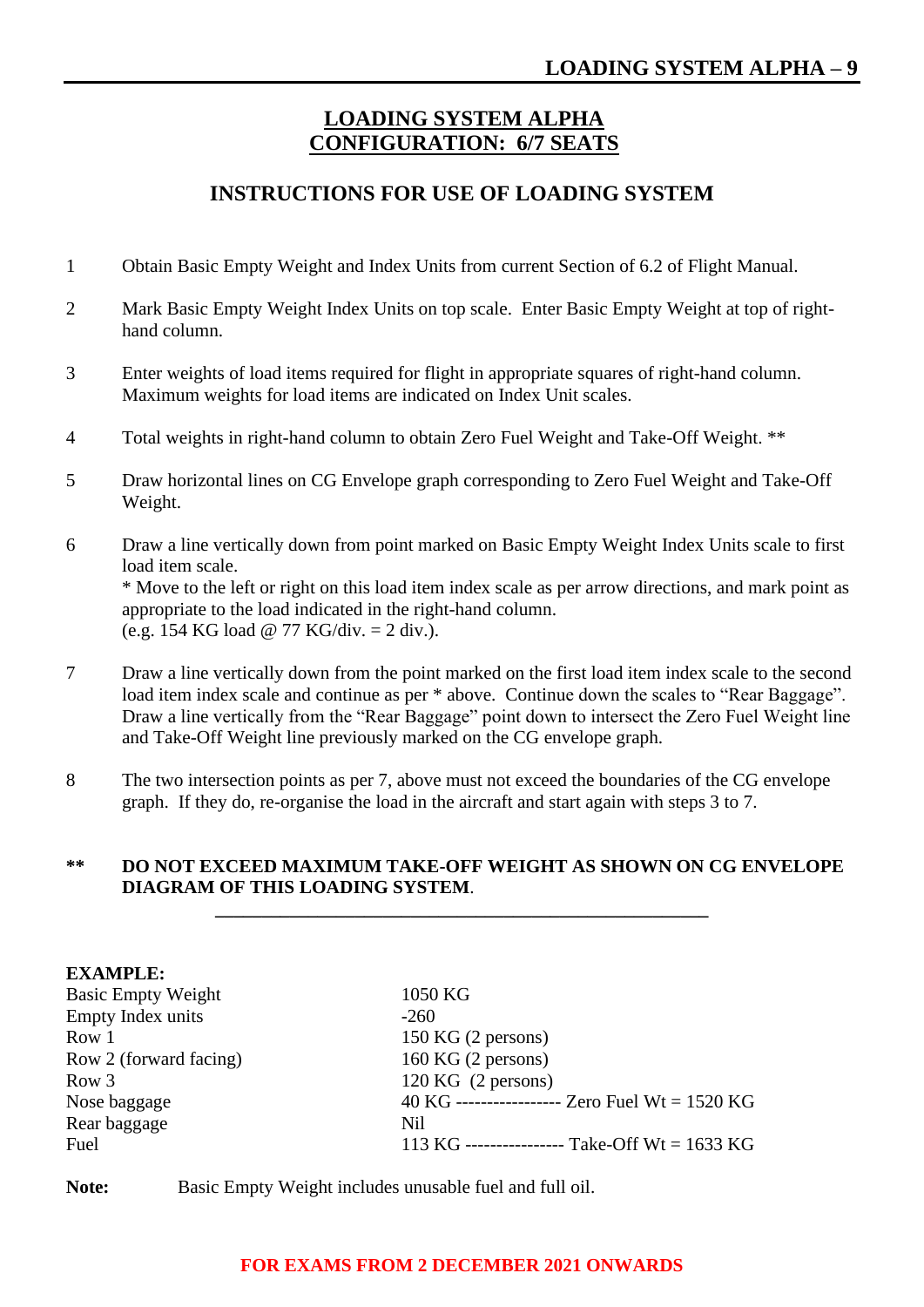# LOADING SYSTEM ALPHA
# CONFIGURATION: 6/7 SEATS

## INSTRUCTIONS FOR USE OF LOADING SYSTEM

1. Obtain Basic Empty Weight and Index Units from current Section of 6.2 of Flight Manual.

2. Mark Basic Empty Weight Index Units on top scale. Enter Basic Empty Weight at top of right-hand column.

3. Enter weights of load items required for flight in appropriate squares of right-hand column. Maximum weights for load items are indicated on Index Unit scales.

4. Total weights in right-hand column to obtain Zero Fuel Weight and Take-Off Weight. **

5. Draw horizontal lines on CG Envelope graph corresponding to Zero Fuel Weight and Take-Off Weight.

6. Draw a line vertically down from point marked on Basic Empty Weight Index Units scale to first load item scale.
   * Move to the left or right on this load item index scale as per arrow directions, and mark point as appropriate to the load indicated in the right-hand column.
   (e.g. 154 KG load @ 77 KG/div. = 2 div.).

7. Draw a line vertically down from the point marked on the first load item index scale to the second load item index scale and continue as per * above. Continue down the scales to "Rear Baggage". Draw a line vertically from the "Rear Baggage" point down to intersect the Zero Fuel Weight line and Take-Off Weight line previously marked on the CG envelope graph.

8. The two intersection points as per 7, above must not exceed the boundaries of the CG envelope graph. If they do, re-organise the load in the aircraft and start again with steps 3 to 7.

**\*\*** **DO NOT EXCEED MAXIMUM TAKE-OFF WEIGHT AS SHOWN ON CG ENVELOPE DIAGRAM OF THIS LOADING SYSTEM**.

---

**EXAMPLE:**

| | |
|---|---|
| Basic Empty Weight | 1050 KG |
| Empty Index units | -260 |
| Row 1 | 150 KG (2 persons) |
| Row 2 (forward facing) | 160 KG (2 persons) |
| Row 3 | 120 KG (2 persons) |
| Nose baggage | 40 KG ---------------- Zero Fuel Wt = 1520 KG |
| Rear baggage | Nil |
| Fuel | 113 KG ---------------- Take-Off Wt = 1633 KG |

**Note:** Basic Empty Weight includes unusable fuel and full oil.

**FOR EXAMS FROM 2 DECEMBER 2021 ONWARDS**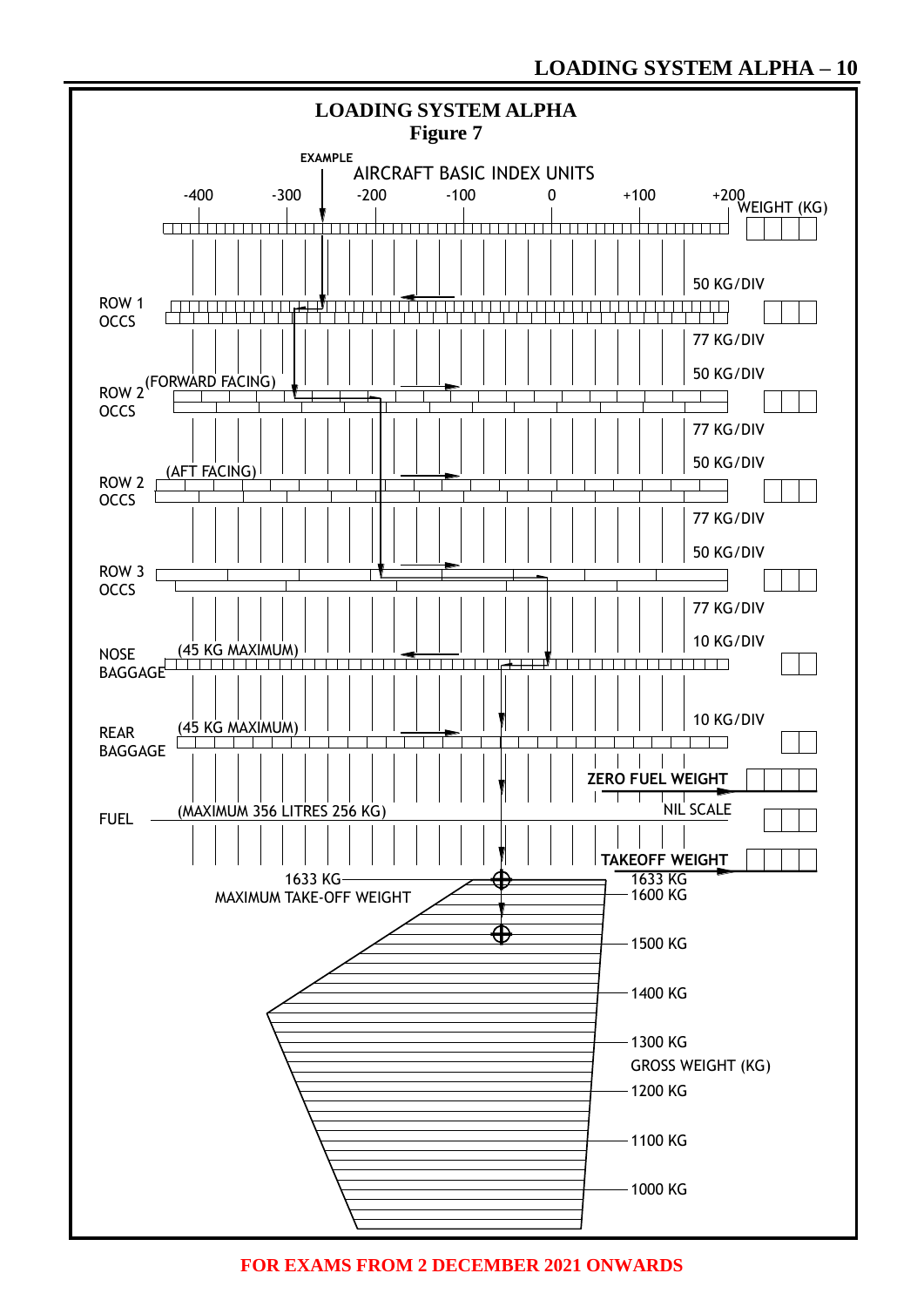# LOADING SYSTEM ALPHA

**Figure 7**

EXAMPLE

AIRCRAFT BASIC INDEX UNITS

-400 -300 -200 -100 0 +100 +200

WEIGHT (KG)

50 KG/DIV

ROW 1 OCCS

77 KG/DIV

50 KG/DIV

ROW 2 (FORWARD FACING) OCCS

77 KG/DIV

50 KG/DIV

ROW 2 (AFT FACING) OCCS

77 KG/DIV

50 KG/DIV

ROW 3 OCCS

77 KG/DIV

10 KG/DIV

NOSE BAGGAGE (45 KG MAXIMUM)

10 KG/DIV

REAR BAGGAGE (45 KG MAXIMUM)

ZERO FUEL WEIGHT

FUEL (MAXIMUM 356 LITRES 256 KG)

NIL SCALE

TAKEOFF WEIGHT

1633 KG MAXIMUM TAKE-OFF WEIGHT

1633 KG

1600 KG

1500 KG

1400 KG

1300 KG

GROSS WEIGHT (KG)

1200 KG

1100 KG

1000 KG

FOR EXAMS FROM 2 DECEMBER 2021 ONWARDS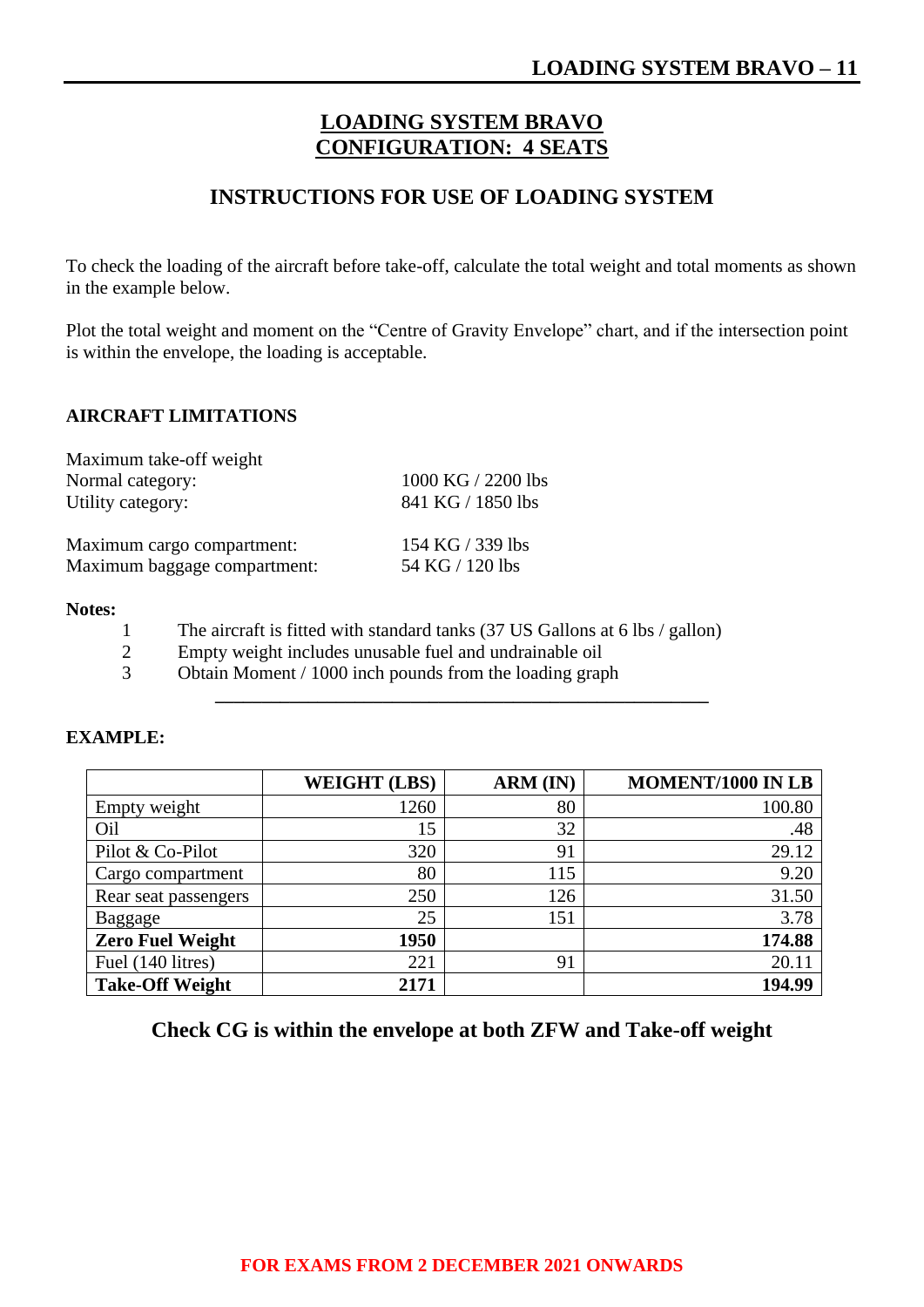# LOADING SYSTEM BRAVO
# CONFIGURATION: 4 SEATS

## INSTRUCTIONS FOR USE OF LOADING SYSTEM

To check the loading of the aircraft before take-off, calculate the total weight and total moments as shown in the example below.

Plot the total weight and moment on the "Centre of Gravity Envelope" chart, and if the intersection point is within the envelope, the loading is acceptable.

### AIRCRAFT LIMITATIONS

| | |
|---|---|
| Maximum take-off weight | |
| Normal category: | 1000 KG / 2200 lbs |
| Utility category: | 841 KG / 1850 lbs |
| | |
| Maximum cargo compartment: | 154 KG / 339 lbs |
| Maximum baggage compartment: | 54 KG / 120 lbs |

**Notes:**

1. The aircraft is fitted with standard tanks (37 US Gallons at 6 lbs / gallon)
2. Empty weight includes unusable fuel and undrainable oil
3. Obtain Moment / 1000 inch pounds from the loading graph

---

**EXAMPLE:**

| | WEIGHT (LBS) | ARM (IN) | MOMENT/1000 IN LB |
|---|---|---|---|
| Empty weight | 1260 | 80 | 100.80 |
| Oil | 15 | 32 | .48 |
| Pilot & Co-Pilot | 320 | 91 | 29.12 |
| Cargo compartment | 80 | 115 | 9.20 |
| Rear seat passengers | 250 | 126 | 31.50 |
| Baggage | 25 | 151 | 3.78 |
| **Zero Fuel Weight** | **1950** | | **174.88** |
| Fuel (140 litres) | 221 | 91 | 20.11 |
| **Take-Off Weight** | **2171** | | **194.99** |

**Check CG is within the envelope at both ZFW and Take-off weight**

**FOR EXAMS FROM 2 DECEMBER 2021 ONWARDS**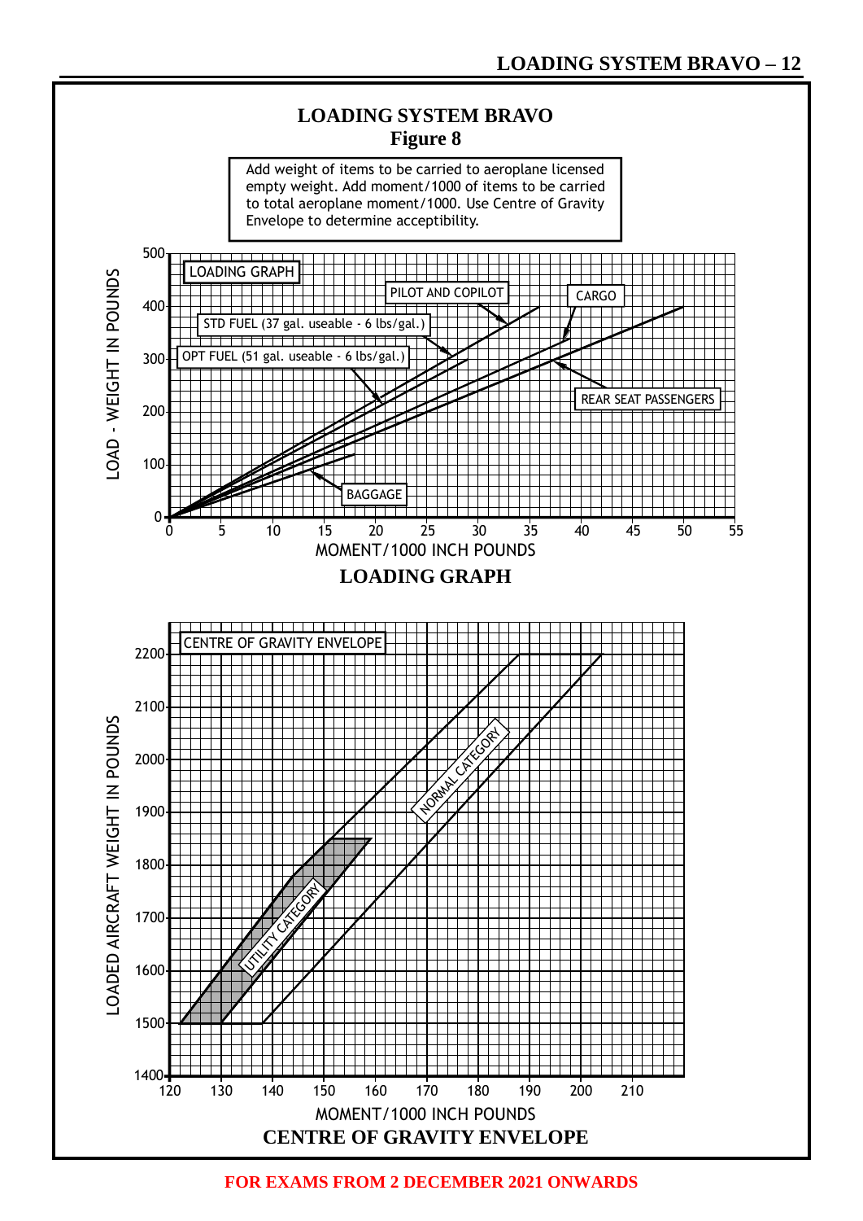# LOADING SYSTEM BRAVO

## Figure 8

Add weight of items to be carried to aeroplane licensed empty weight. Add moment/1000 of items to be carried to total aeroplane moment/1000. Use Centre of Gravity Envelope to determine acceptibility.

LOADING GRAPH

LOAD - WEIGHT IN POUNDS

PILOT AND COPILOT

CARGO

STD FUEL (37 gal. useable - 6 lbs/gal.)

OPT FUEL (51 gal. useable - 6 lbs/gal.)

REAR SEAT PASSENGERS

BAGGAGE

MOMENT/1000 INCH POUNDS

**LOADING GRAPH**

CENTRE OF GRAVITY ENVELOPE

LOADED AIRCRAFT WEIGHT IN POUNDS

NORMAL CATEGORY

UTILITY CATEGORY

MOMENT/1000 INCH POUNDS

**CENTRE OF GRAVITY ENVELOPE**

**FOR EXAMS FROM 2 DECEMBER 2021 ONWARDS**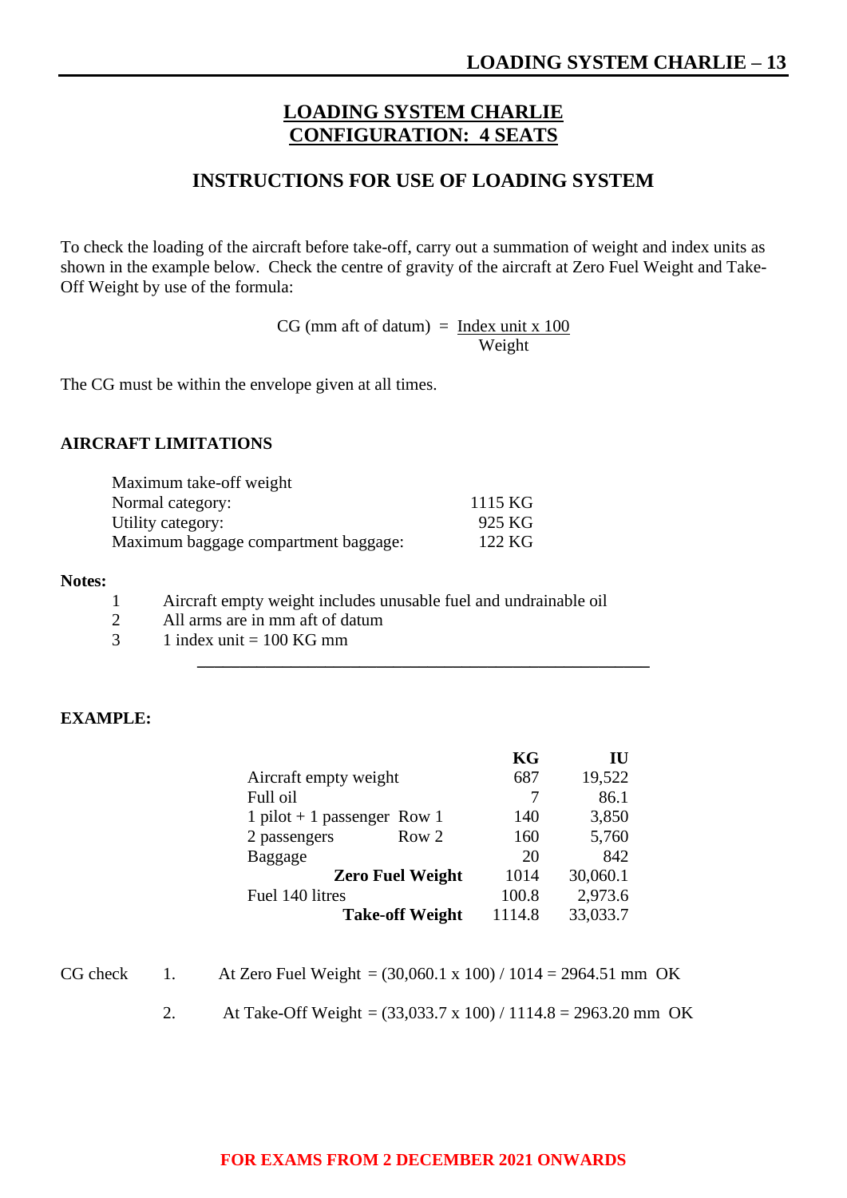# LOADING SYSTEM CHARLIE
# CONFIGURATION: 4 SEATS

## INSTRUCTIONS FOR USE OF LOADING SYSTEM

To check the loading of the aircraft before take-off, carry out a summation of weight and index units as shown in the example below. Check the centre of gravity of the aircraft at Zero Fuel Weight and Take-Off Weight by use of the formula:

$$\text{CG (mm aft of datum)} = \frac{\text{Index unit x 100}}{\text{Weight}}$$

The CG must be within the envelope given at all times.

### AIRCRAFT LIMITATIONS

| | |
|---|---|
| Maximum take-off weight | |
| Normal category: | 1115 KG |
| Utility category: | 925 KG |
| Maximum baggage compartment baggage: | 122 KG |

**Notes:**

1. Aircraft empty weight includes unusable fuel and undrainable oil
2. All arms are in mm aft of datum
3. 1 index unit = 100 KG mm

---

### EXAMPLE:

| | | KG | IU |
|---|---|---|---|
| Aircraft empty weight | | 687 | 19,522 |
| Full oil | | 7 | 86.1 |
| 1 pilot + 1 passenger | Row 1 | 140 | 3,850 |
| 2 passengers | Row 2 | 160 | 5,760 |
| Baggage | | 20 | 842 |
| | **Zero Fuel Weight** | 1014 | 30,060.1 |
| Fuel 140 litres | | 100.8 | 2,973.6 |
| | **Take-off Weight** | 1114.8 | 33,033.7 |

CG check

1. At Zero Fuel Weight = (30,060.1 x 100) / 1014 = 2964.51 mm OK
2. At Take-Off Weight = (33,033.7 x 100) / 1114.8 = 2963.20 mm OK

FOR EXAMS FROM 2 DECEMBER 2021 ONWARDS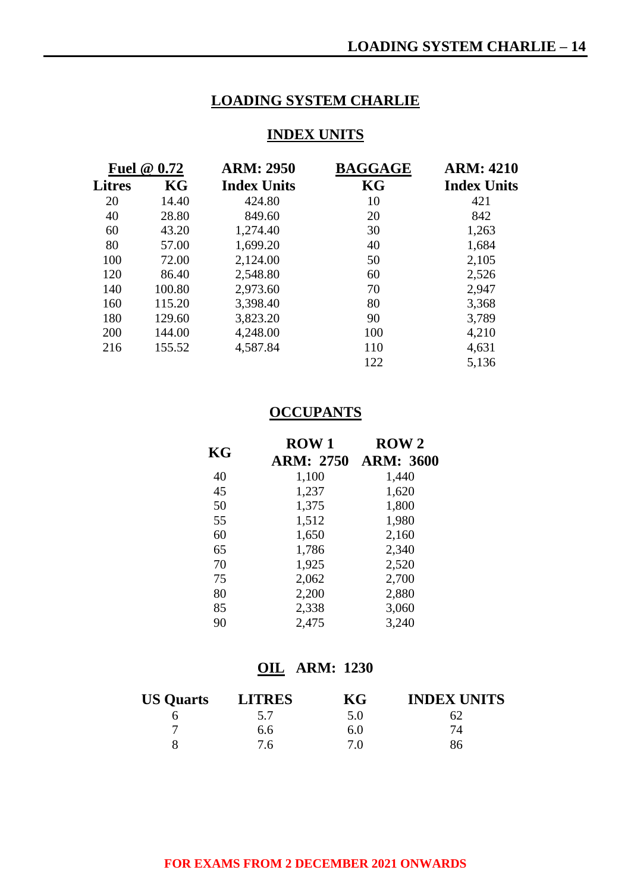# LOADING SYSTEM CHARLIE

## INDEX UNITS

| Fuel @ 0.72 | | ARM: 2950 | BAGGAGE | ARM: 4210 |
|---|---|---|---|---|
| **Litres** | **KG** | **Index Units** | **KG** | **Index Units** |
| 20 | 14.40 | 424.80 | 10 | 421 |
| 40 | 28.80 | 849.60 | 20 | 842 |
| 60 | 43.20 | 1,274.40 | 30 | 1,263 |
| 80 | 57.00 | 1,699.20 | 40 | 1,684 |
| 100 | 72.00 | 2,124.00 | 50 | 2,105 |
| 120 | 86.40 | 2,548.80 | 60 | 2,526 |
| 140 | 100.80 | 2,973.60 | 70 | 2,947 |
| 160 | 115.20 | 3,398.40 | 80 | 3,368 |
| 180 | 129.60 | 3,823.20 | 90 | 3,789 |
| 200 | 144.00 | 4,248.00 | 100 | 4,210 |
| 216 | 155.52 | 4,587.84 | 110 | 4,631 |
| | | | 122 | 5,136 |

## OCCUPANTS

| KG | ROW 1 ARM: 2750 | ROW 2 ARM: 3600 |
|---|---|---|
| 40 | 1,100 | 1,440 |
| 45 | 1,237 | 1,620 |
| 50 | 1,375 | 1,800 |
| 55 | 1,512 | 1,980 |
| 60 | 1,650 | 2,160 |
| 65 | 1,786 | 2,340 |
| 70 | 1,925 | 2,520 |
| 75 | 2,062 | 2,700 |
| 80 | 2,200 | 2,880 |
| 85 | 2,338 | 3,060 |
| 90 | 2,475 | 3,240 |

## OIL ARM: 1230

| US Quarts | LITRES | KG | INDEX UNITS |
|---|---|---|---|
| 6 | 5.7 | 5.0 | 62 |
| 7 | 6.6 | 6.0 | 74 |
| 8 | 7.6 | 7.0 | 86 |

**FOR EXAMS FROM 2 DECEMBER 2021 ONWARDS**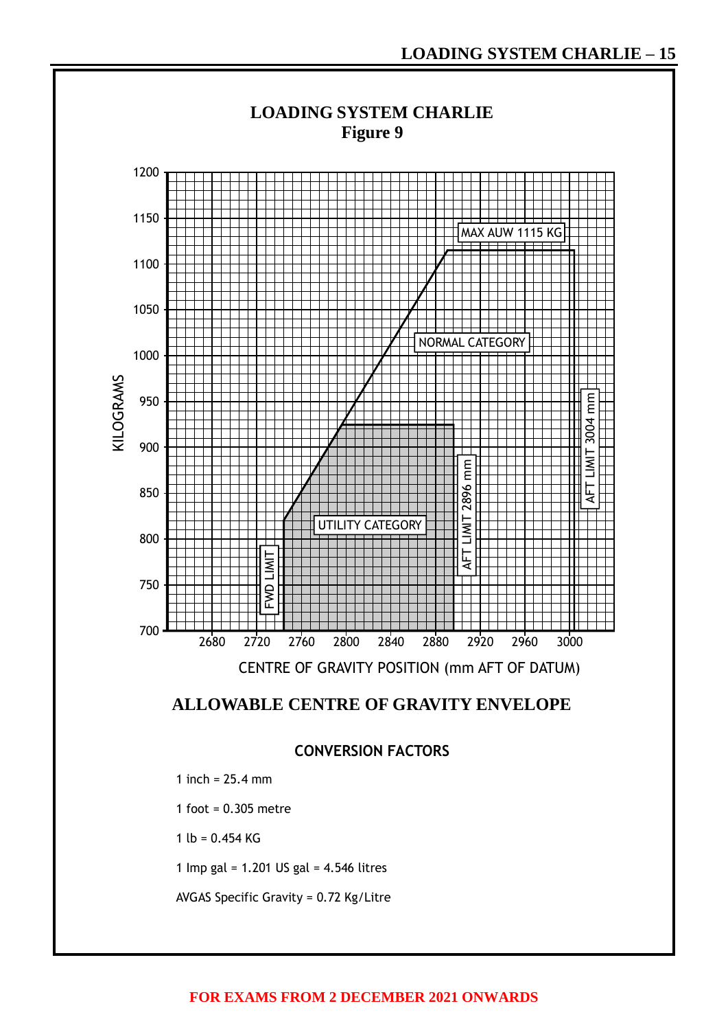# LOADING SYSTEM CHARLIE

## Figure 9

KILOGRAMS

1200, 1150, 1100, 1050, 1000, 950, 900, 850, 800, 750, 700

MAX AUW 1115 KG

NORMAL CATEGORY

UTILITY CATEGORY

FWD LIMIT

AFT LIMIT 2896 mm

AFT LIMIT 3004 mm

2680, 2720, 2760, 2800, 2840, 2880, 2920, 2960, 3000

CENTRE OF GRAVITY POSITION (mm AFT OF DATUM)

## ALLOWABLE CENTRE OF GRAVITY ENVELOPE

### CONVERSION FACTORS

1 inch = 25.4 mm

1 foot = 0.305 metre

1 lb = 0.454 KG

1 Imp gal = 1.201 US gal = 4.546 litres

AVGAS Specific Gravity = 0.72 Kg/Litre

FOR EXAMS FROM 2 DECEMBER 2021 ONWARDS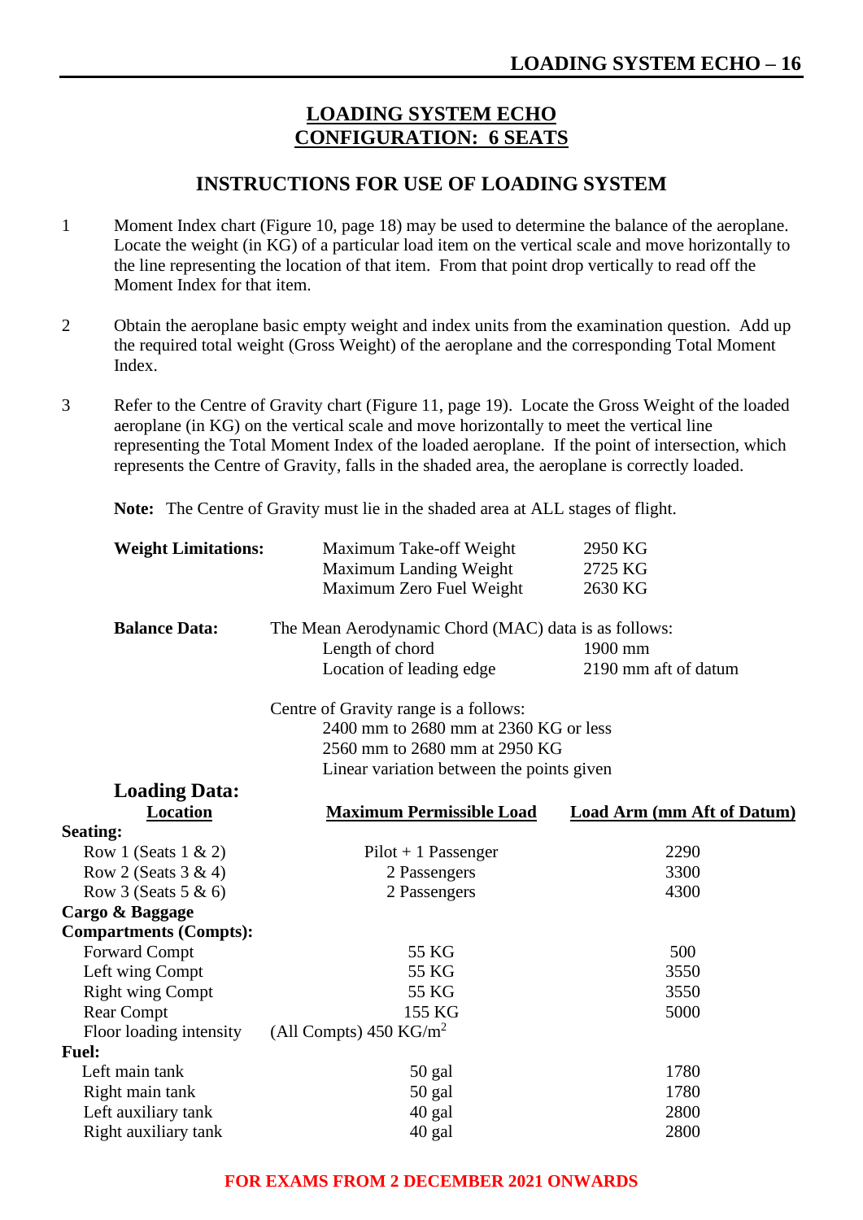# LOADING SYSTEM ECHO
# CONFIGURATION: 6 SEATS

## INSTRUCTIONS FOR USE OF LOADING SYSTEM

1. Moment Index chart (Figure 10, page 18) may be used to determine the balance of the aeroplane. Locate the weight (in KG) of a particular load item on the vertical scale and move horizontally to the line representing the location of that item. From that point drop vertically to read off the Moment Index for that item.

2. Obtain the aeroplane basic empty weight and index units from the examination question. Add up the required total weight (Gross Weight) of the aeroplane and the corresponding Total Moment Index.

3. Refer to the Centre of Gravity chart (Figure 11, page 19). Locate the Gross Weight of the loaded aeroplane (in KG) on the vertical scale and move horizontally to meet the vertical line representing the Total Moment Index of the loaded aeroplane. If the point of intersection, which represents the Centre of Gravity, falls in the shaded area, the aeroplane is correctly loaded.

**Note:** The Centre of Gravity must lie in the shaded area at ALL stages of flight.

**Weight Limitations:**

| | |
|---|---|
| Maximum Take-off Weight | 2950 KG |
| Maximum Landing Weight | 2725 KG |
| Maximum Zero Fuel Weight | 2630 KG |

**Balance Data:** The Mean Aerodynamic Chord (MAC) data is as follows:

| | |
|---|---|
| Length of chord | 1900 mm |
| Location of leading edge | 2190 mm aft of datum |

Centre of Gravity range is a follows:

- 2400 mm to 2680 mm at 2360 KG or less
- 2560 mm to 2680 mm at 2950 KG
- Linear variation between the points given

### Loading Data:

| Location | Maximum Permissible Load | Load Arm (mm Aft of Datum) |
|---|---|---|
| **Seating:** | | |
| Row 1 (Seats 1 & 2) | Pilot + 1 Passenger | 2290 |
| Row 2 (Seats 3 & 4) | 2 Passengers | 3300 |
| Row 3 (Seats 5 & 6) | 2 Passengers | 4300 |
| **Cargo & Baggage Compartments (Compts):** | | |
| Forward Compt | 55 KG | 500 |
| Left wing Compt | 55 KG | 3550 |
| Right wing Compt | 55 KG | 3550 |
| Rear Compt | 155 KG | 5000 |
| Floor loading intensity | (All Compts) 450 KG/m$^2$ | |
| **Fuel:** | | |
| Left main tank | 50 gal | 1780 |
| Right main tank | 50 gal | 1780 |
| Left auxiliary tank | 40 gal | 2800 |
| Right auxiliary tank | 40 gal | 2800 |

FOR EXAMS FROM 2 DECEMBER 2021 ONWARDS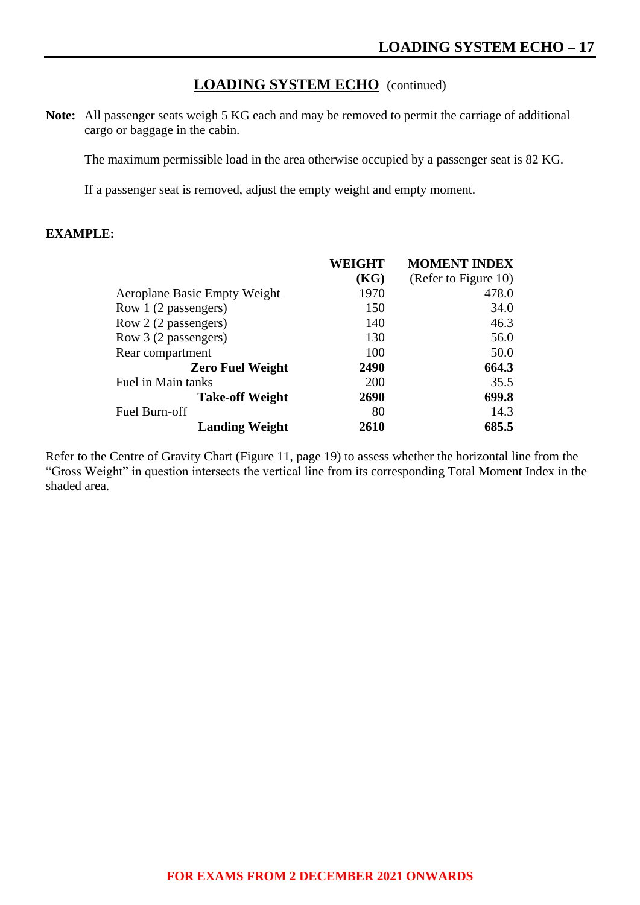## LOADING SYSTEM ECHO (continued)

**Note:** All passenger seats weigh 5 KG each and may be removed to permit the carriage of additional cargo or baggage in the cabin.

The maximum permissible load in the area otherwise occupied by a passenger seat is 82 KG.

If a passenger seat is removed, adjust the empty weight and empty moment.

**EXAMPLE:**

| | **WEIGHT (KG)** | **MOMENT INDEX** (Refer to Figure 10) |
|---|---|---|
| Aeroplane Basic Empty Weight | 1970 | 478.0 |
| Row 1 (2 passengers) | 150 | 34.0 |
| Row 2 (2 passengers) | 140 | 46.3 |
| Row 3 (2 passengers) | 130 | 56.0 |
| Rear compartment | 100 | 50.0 |
| **Zero Fuel Weight** | **2490** | **664.3** |
| Fuel in Main tanks | 200 | 35.5 |
| **Take-off Weight** | **2690** | **699.8** |
| Fuel Burn-off | 80 | 14.3 |
| **Landing Weight** | **2610** | **685.5** |

Refer to the Centre of Gravity Chart (Figure 11, page 19) to assess whether the horizontal line from the "Gross Weight" in question intersects the vertical line from its corresponding Total Moment Index in the shaded area.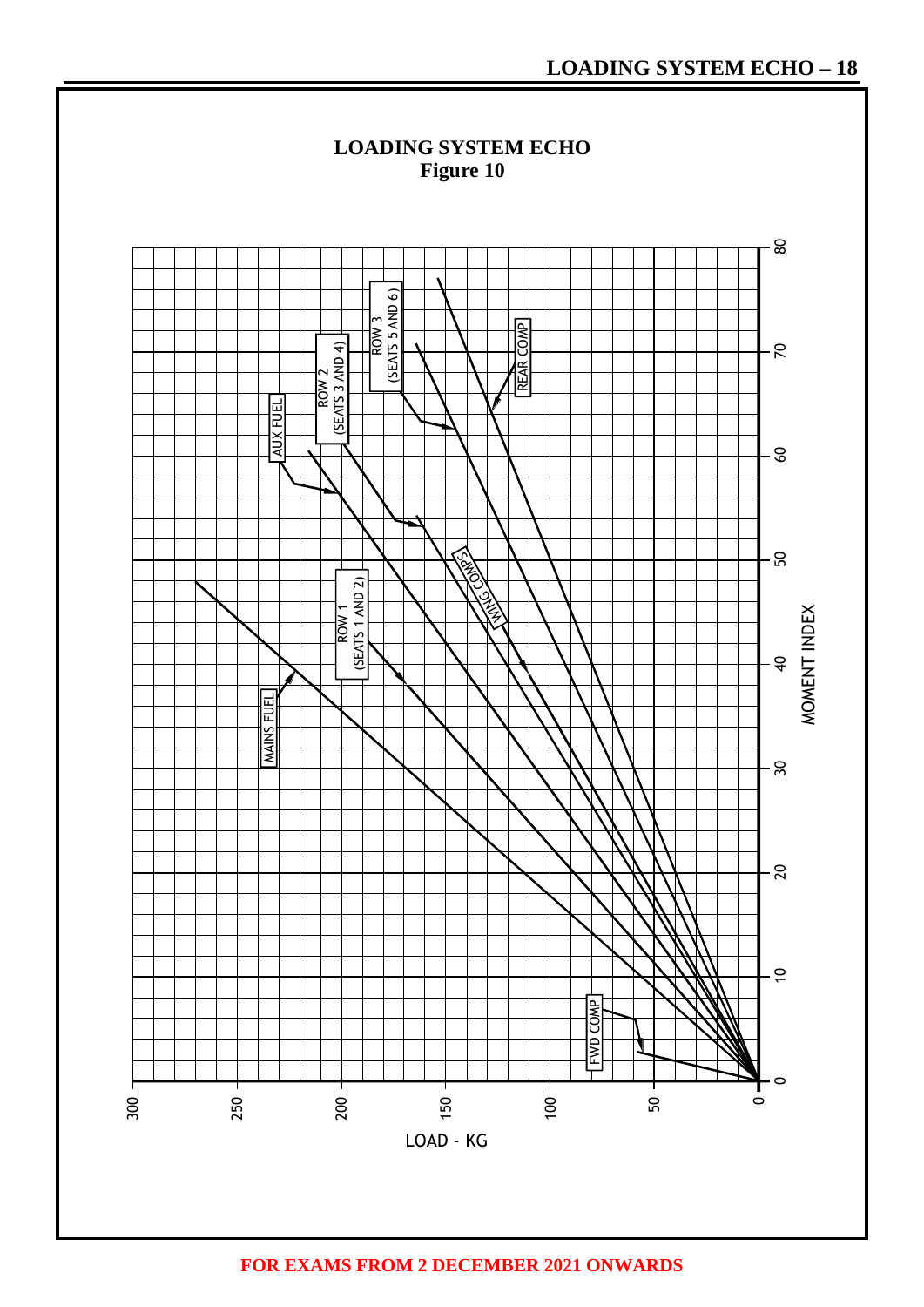## LOADING SYSTEM ECHO
**Figure 10**

MOMENT INDEX: 0, 10, 20, 30, 40, 50, 60, 70, 80

LOAD - KG: 0, 50, 100, 150, 200, 250, 300

REAR COMP

ROW 3 (SEATS 5 AND 6)

ROW 2 (SEATS 3 AND 4)

AUX FUEL

WING COMPS

ROW 1 (SEATS 1 AND 2)

MAINS FUEL

FWD COMP

**FOR EXAMS FROM 2 DECEMBER 2021 ONWARDS**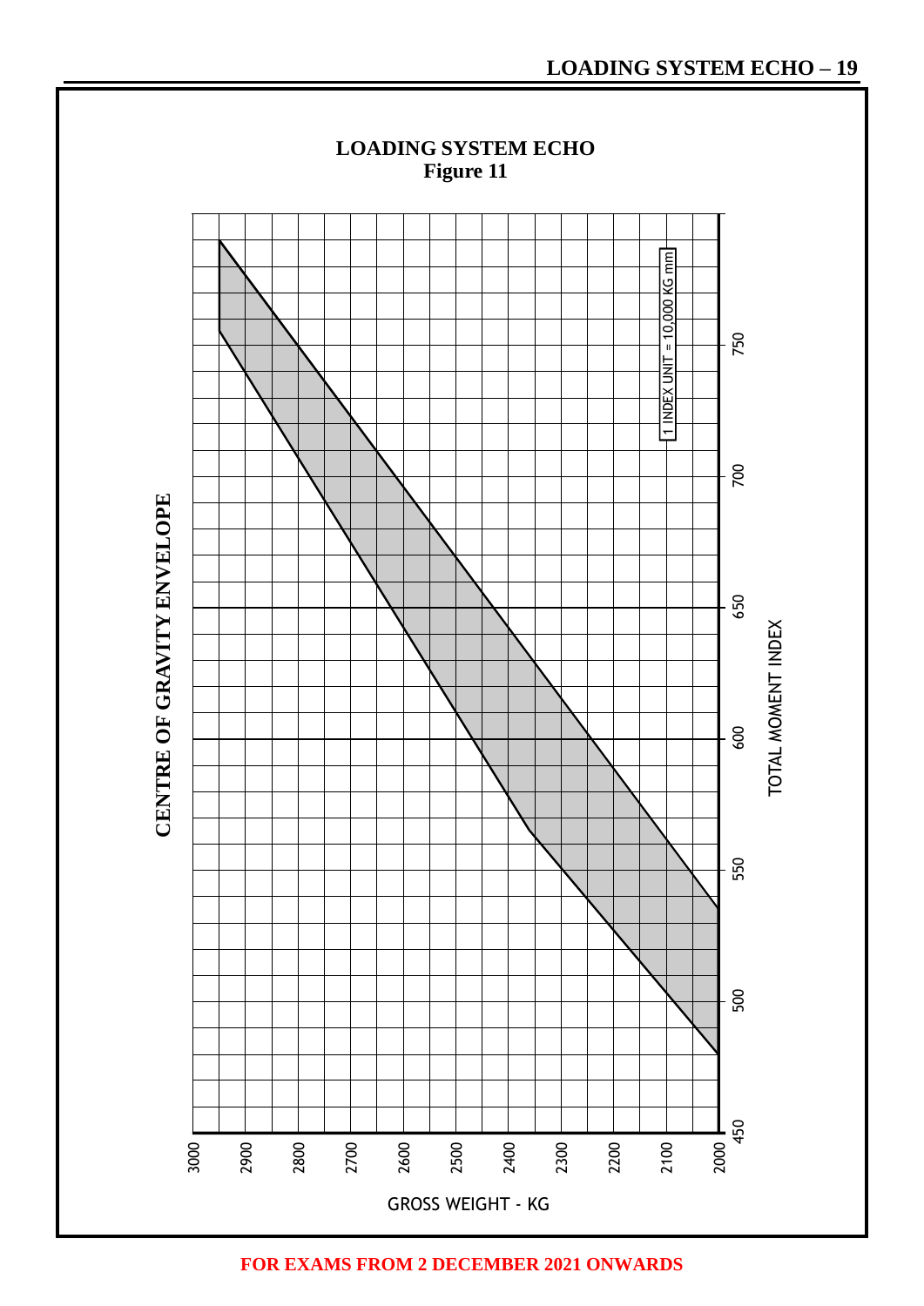# LOADING SYSTEM ECHO
**Figure 11**

**CENTRE OF GRAVITY ENVELOPE**

1 INDEX UNIT = 10,000 KG mm

TOTAL MOMENT INDEX: 450, 500, 550, 600, 650, 700, 750

GROSS WEIGHT - KG: 2000, 2100, 2200, 2300, 2400, 2500, 2600, 2700, 2800, 2900, 3000

**FOR EXAMS FROM 2 DECEMBER 2021 ONWARDS**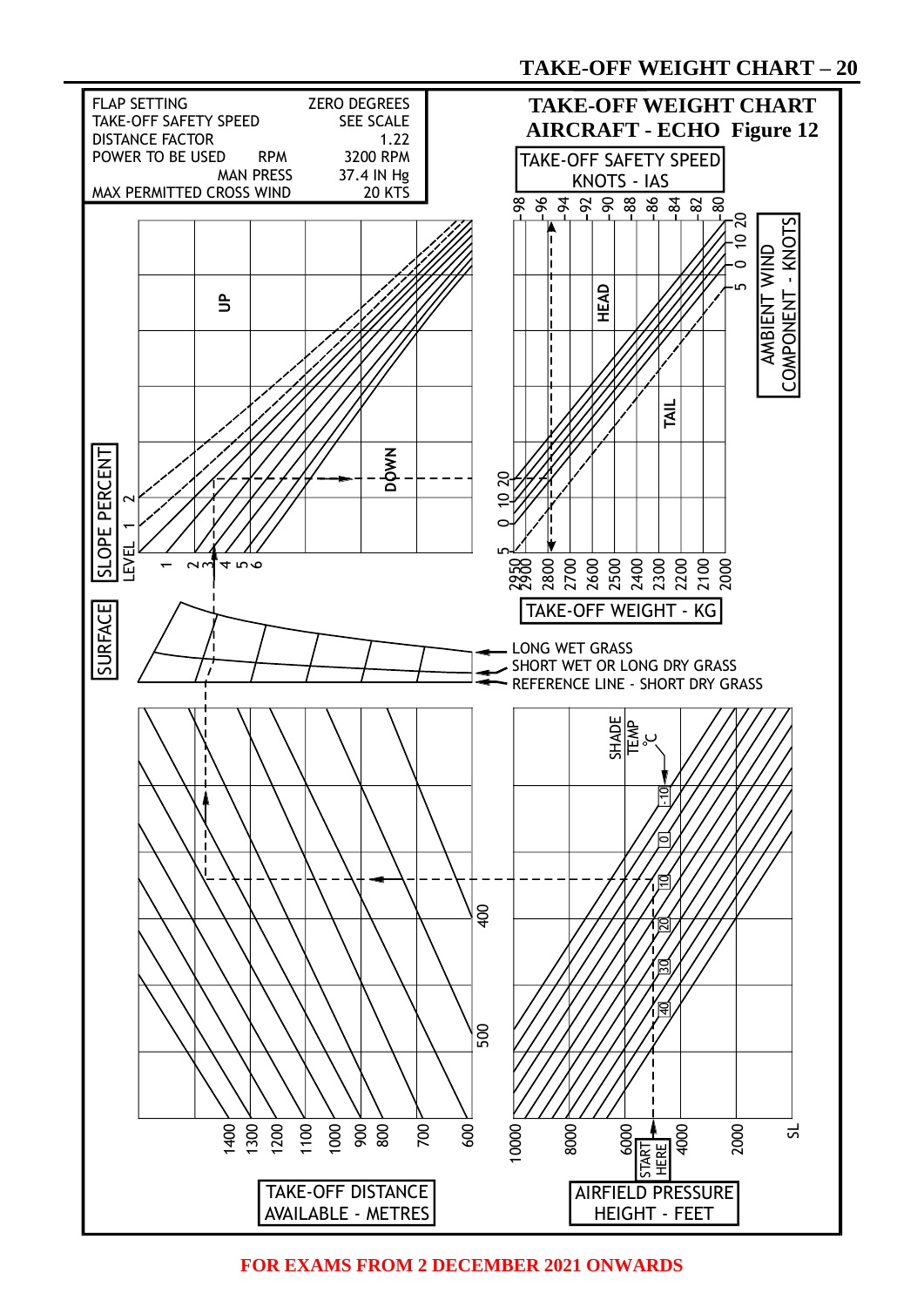# TAKE-OFF WEIGHT CHART

## AIRCRAFT - ECHO Figure 12

| | |
|---|---|
| FLAP SETTING | ZERO DEGREES |
| TAKE-OFF SAFETY SPEED | SEE SCALE |
| DISTANCE FACTOR | 1.22 |
| POWER TO BE USED RPM | 3200 RPM |
| MAN PRESS | 37.4 IN Hg |
| MAX PERMITTED CROSS WIND | 20 KTS |

TAKE-OFF SAFETY SPEED KNOTS - IAS: 98, 96, 94, 92, 90, 88, 86, 84, 82, 80

AMBIENT WIND COMPONENT - KNOTS: HEAD 20, 10, 0; TAIL 5

TAKE-OFF WEIGHT - KG: 2950, 2900, 2800, 2700, 2600, 2500, 2400, 2300, 2200, 2100, 2000

SLOPE PERCENT: UP; DOWN; LEVEL, 1, 2; 1, 2, 3, 4, 5, 6

SURFACE:
- LONG WET GRASS
- SHORT WET OR LONG DRY GRASS
- REFERENCE LINE - SHORT DRY GRASS

SHADE TEMP °C: -10, 0, 10, 20, 30, 40

TAKE-OFF DISTANCE AVAILABLE - METRES: 1400, 1300, 1200, 1100, 1000, 900, 800, 700, 600, 500, 400

AIRFIELD PRESSURE HEIGHT - FEET: 10000, 8000, 6000, 4000, 2000, SL

START HERE

FOR EXAMS FROM 2 DECEMBER 2021 ONWARDS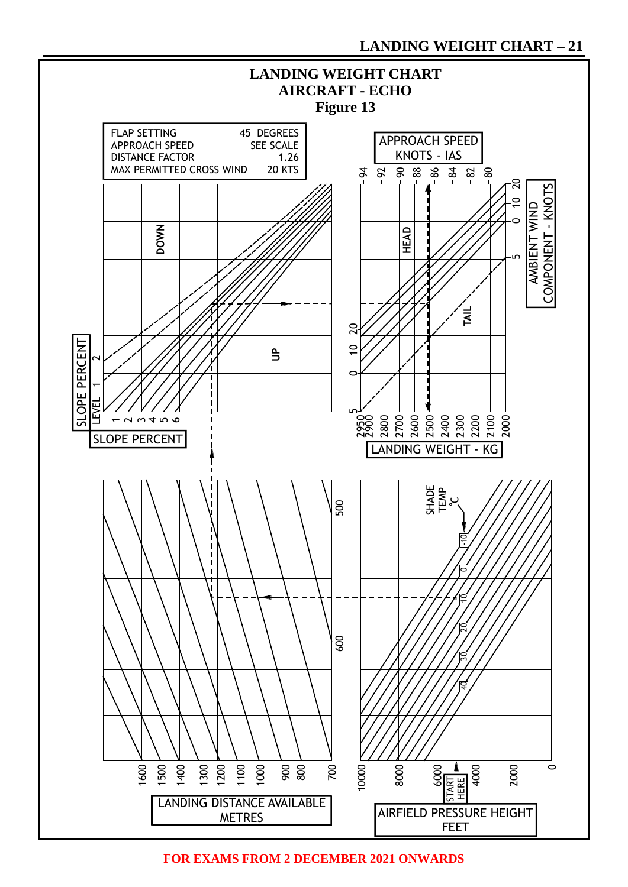# LANDING WEIGHT CHART

## AIRCRAFT - ECHO

**Figure 13**

| | |
|---|---|
| FLAP SETTING | 45 DEGREES |
| APPROACH SPEED | SEE SCALE |
| DISTANCE FACTOR | 1.26 |
| MAX PERMITTED CROSS WIND | 20 KTS |

APPROACH SPEED KNOTS - IAS

94 92 90 88 86 84 82 80

AMBIENT WIND COMPONENT - KNOTS

20 10 0 5

HEAD

TAIL

20 10 0 5

DOWN

UP

SLOPE PERCENT

LEVEL 1 2

1 2 3 4 5 6

SLOPE PERCENT

2950 2900 2800 2700 2600 2500 2400 2300 2200 2100 2000

LANDING WEIGHT - KG

500

600

SHADE TEMP °C

-10 0 10 20 30 40

1600 1500 1400 1300 1200 1100 1000 900 800 700

LANDING DISTANCE AVAILABLE METRES

10000 8000 6000 START HERE 4000 2000 0

AIRFIELD PRESSURE HEIGHT FEET

FOR EXAMS FROM 2 DECEMBER 2021 ONWARDS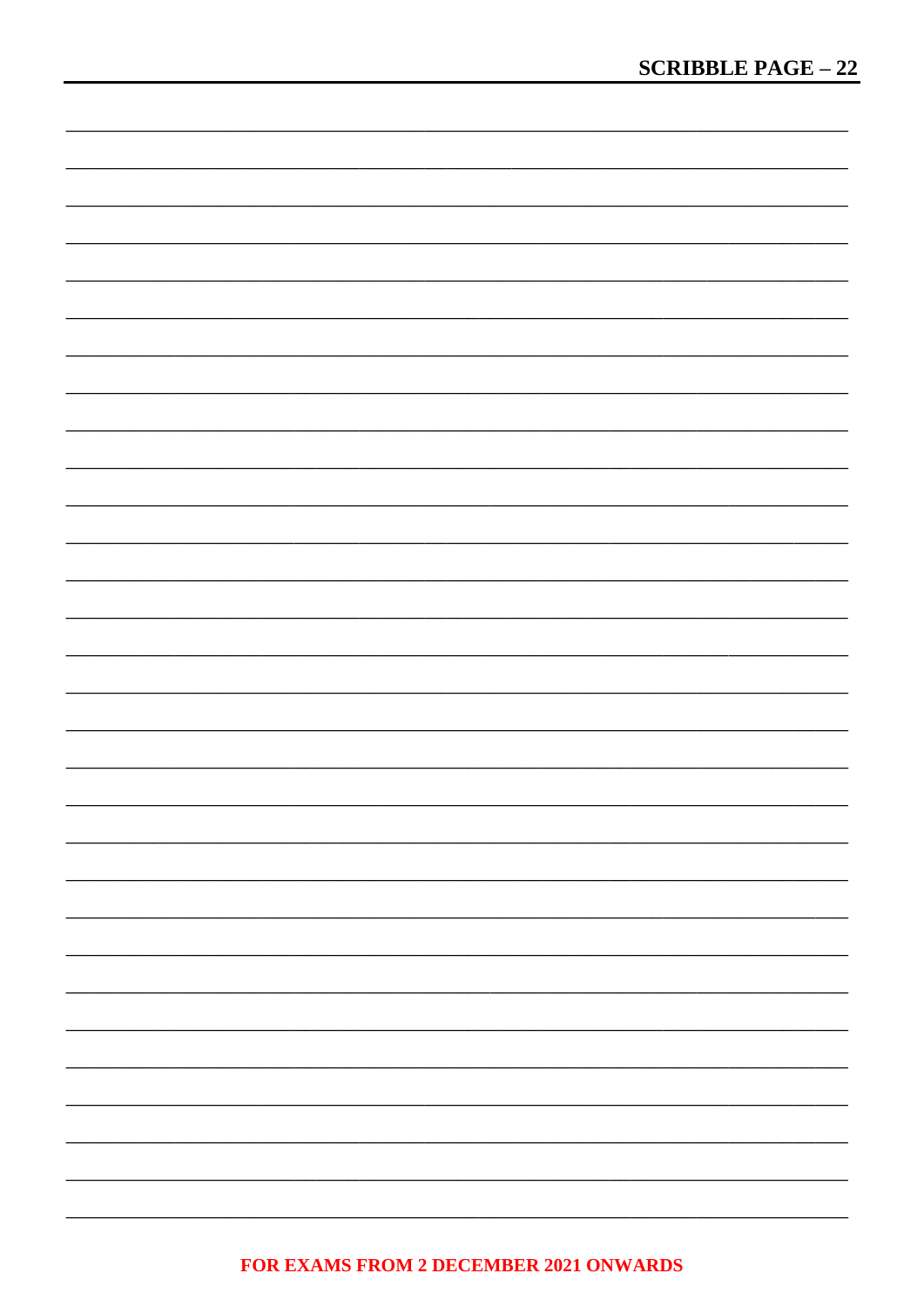# SCRIBBLE PAGE